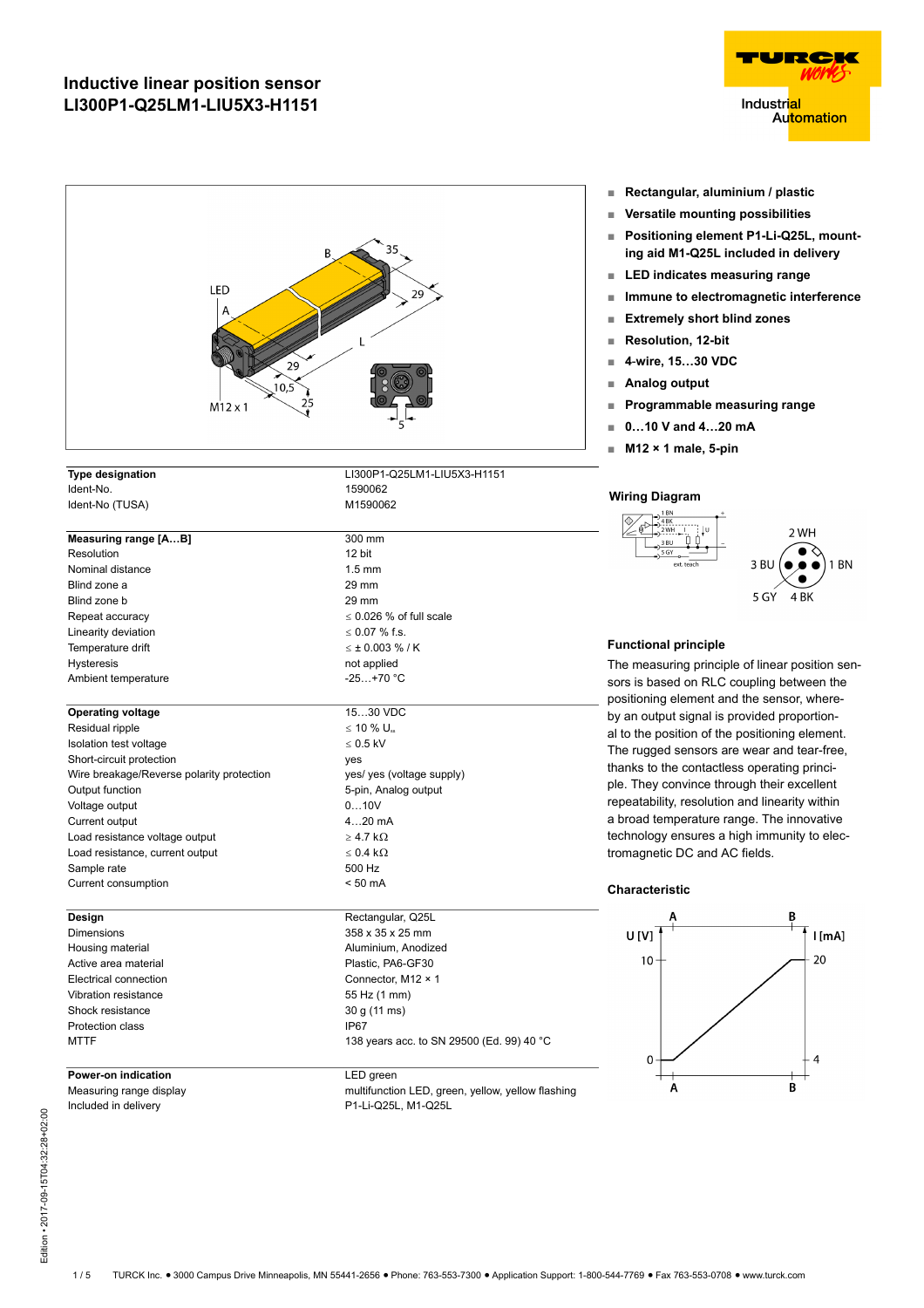# Inductive linear position sensor
# LI300P1-Q25LM1-LIU5X3-H1151

- **Rectangular, aluminium / plastic**
- **Versatile mounting possibilities**
- **Positioning element P1-Li-Q25L, mounting aid M1-Q25L included in delivery**
- **LED indicates measuring range**
- **Immune to electromagnetic interference**
- **Extremely short blind zones**
- **Resolution, 12-bit**
- **4-wire, 15…30 VDC**
- **Analog output**
- **Programmable measuring range**
- **0…10 V and 4…20 mA**
- **M12 × 1 male, 5-pin**

| **Type designation** | LI300P1-Q25LM1-LIU5X3-H1151 |
|---|---|
| Ident-No. | 1590062 |
| Ident-No (TUSA) | M1590062 |
| **Measuring range [A…B]** | 300 mm |
| Resolution | 12 bit |
| Nominal distance | 1.5 mm |
| Blind zone a | 29 mm |
| Blind zone b | 29 mm |
| Repeat accuracy | ≤ 0.026 % of full scale |
| Linearity deviation | ≤ 0.07 % f.s. |
| Temperature drift | ≤ ± 0.003 % / K |
| Hysteresis | not applied |
| Ambient temperature | -25…+70 °C |
| **Operating voltage** | 15…30 VDC |
| Residual ripple | ≤ 10 % $U_{ss}$ |
| Isolation test voltage | ≤ 0.5 kV |
| Short-circuit protection | yes |
| Wire breakage/Reverse polarity protection | yes/ yes (voltage supply) |
| Output function | 5-pin, Analog output |
| Voltage output | 0…10V |
| Current output | 4…20 mA |
| Load resistance voltage output | ≥ 4.7 kΩ |
| Load resistance, current output | ≤ 0.4 kΩ |
| Sample rate | 500 Hz |
| Current consumption | < 50 mA |
| **Design** | Rectangular, Q25L |
| Dimensions | 358 x 35 x 25 mm |
| Housing material | Aluminium, Anodized |
| Active area material | Plastic, PA6-GF30 |
| Electrical connection | Connector, M12 × 1 |
| Vibration resistance | 55 Hz (1 mm) |
| Shock resistance | 30 g (11 ms) |
| Protection class | IP67 |
| MTTF | 138 years acc. to SN 29500 (Ed. 99) 40 °C |
| **Power-on indication** | LED green |
| Measuring range display | multifunction LED, green, yellow, yellow flashing |
| Included in delivery | P1-Li-Q25L, M1-Q25L |

## Wiring Diagram

1 BN, 4 BK, 2 WH, 3 BU, 5 GY, ext. teach

## Functional principle

The measuring principle of linear position sensors is based on RLC coupling between the positioning element and the sensor, whereby an output signal is provided proportional to the position of the positioning element. The rugged sensors are wear and tear-free, thanks to the contactless operating principle. They convince through their excellent repeatability, resolution and linearity within a broad temperature range. The innovative technology ensures a high immunity to electromagnetic DC and AC fields.

## Characteristic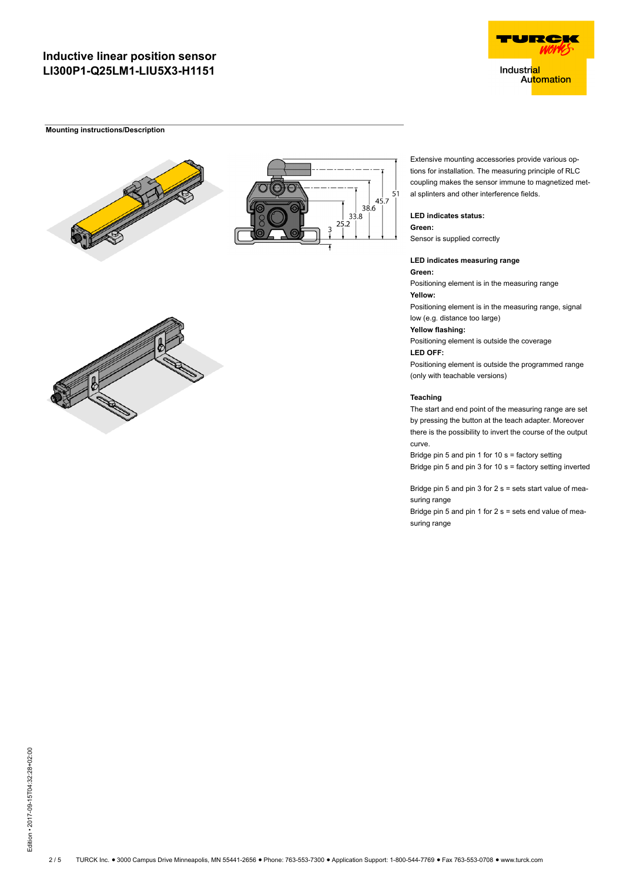# Inductive linear position sensor
# LI300P1-Q25LM1-LIU5X3-H1151

## Mounting instructions/Description

Extensive mounting accessories provide various options for installation. The measuring principle of RLC coupling makes the sensor immune to magnetized metal splinters and other interference fields.

**LED indicates status:**

**Green:**

Sensor is supplied correctly

**LED indicates measuring range**

**Green:**

Positioning element is in the measuring range

**Yellow:**

Positioning element is in the measuring range, signal low (e.g. distance too large)

**Yellow flashing:**

Positioning element is outside the coverage

**LED OFF:**

Positioning element is outside the programmed range (only with teachable versions)

**Teaching**

The start and end point of the measuring range are set by pressing the button at the teach adapter. Moreover there is the possibility to invert the course of the output curve.

Bridge pin 5 and pin 1 for 10 s = factory setting

Bridge pin 5 and pin 3 for 10 s = factory setting inverted

Bridge pin 5 and pin 3 for 2 s = sets start value of measuring range

Bridge pin 5 and pin 1 for 2 s = sets end value of measuring range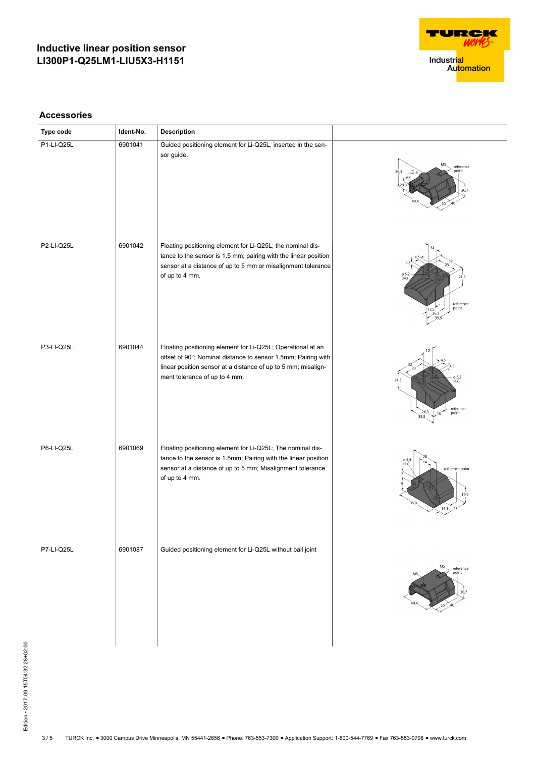# Inductive linear position sensor
# LI300P1-Q25LM1-LIU5X3-H1151

## Accessories

| Type code | Ident-No. | Description | |
|---|---|---|---|
| P1-LI-Q25L | 6901041 | Guided positioning element for Li-Q25L, inserted in the sensor guide. | |
| P2-LI-Q25L | 6901042 | Floating positioning element for Li-Q25L; the nominal distance to the sensor is 1.5 mm; pairing with the linear position sensor at a distance of up to 5 mm or misalignment tolerance of up to 4 mm. | |
| P3-LI-Q25L | 6901044 | Floating positioning element for Li-Q25L; Operational at an offset of 90°; Nominal distance to sensor 1.5mm; Pairing with linear position sensor at a distance of up to 5 mm; misalignment tolerance of up to 4 mm. | |
| P6-LI-Q25L | 6901069 | Floating positioning element for Li-Q25L; The nominal distance to the sensor is 1.5mm; Pairing with the linear position sensor at a distance of up to 5 mm; Misalignment tolerance of up to 4 mm. | |
| P7-LI-Q25L | 6901087 | Guided positioning element for Li-Q25L without ball joint | |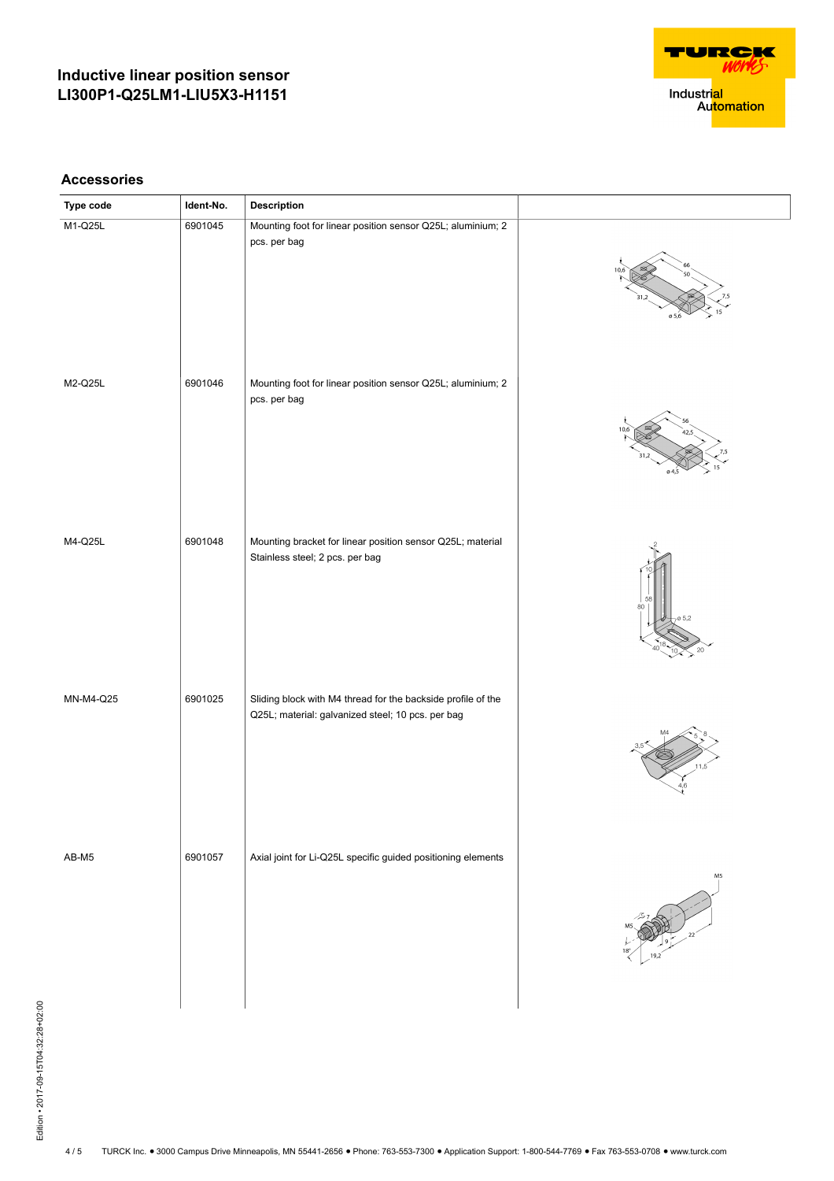# Inductive linear position sensor LI300P1-Q25LM1-LIU5X3-H1151

## Accessories

| Type code | Ident-No. | Description | |
|---|---|---|---|
| M1-Q25L | 6901045 | Mounting foot for linear position sensor Q25L; aluminium; 2 pcs. per bag | |
| M2-Q25L | 6901046 | Mounting foot for linear position sensor Q25L; aluminium; 2 pcs. per bag | |
| M4-Q25L | 6901048 | Mounting bracket for linear position sensor Q25L; material Stainless steel; 2 pcs. per bag | |
| MN-M4-Q25 | 6901025 | Sliding block with M4 thread for the backside profile of the Q25L; material: galvanized steel; 10 pcs. per bag | |
| AB-M5 | 6901057 | Axial joint for Li-Q25L specific guided positioning elements | |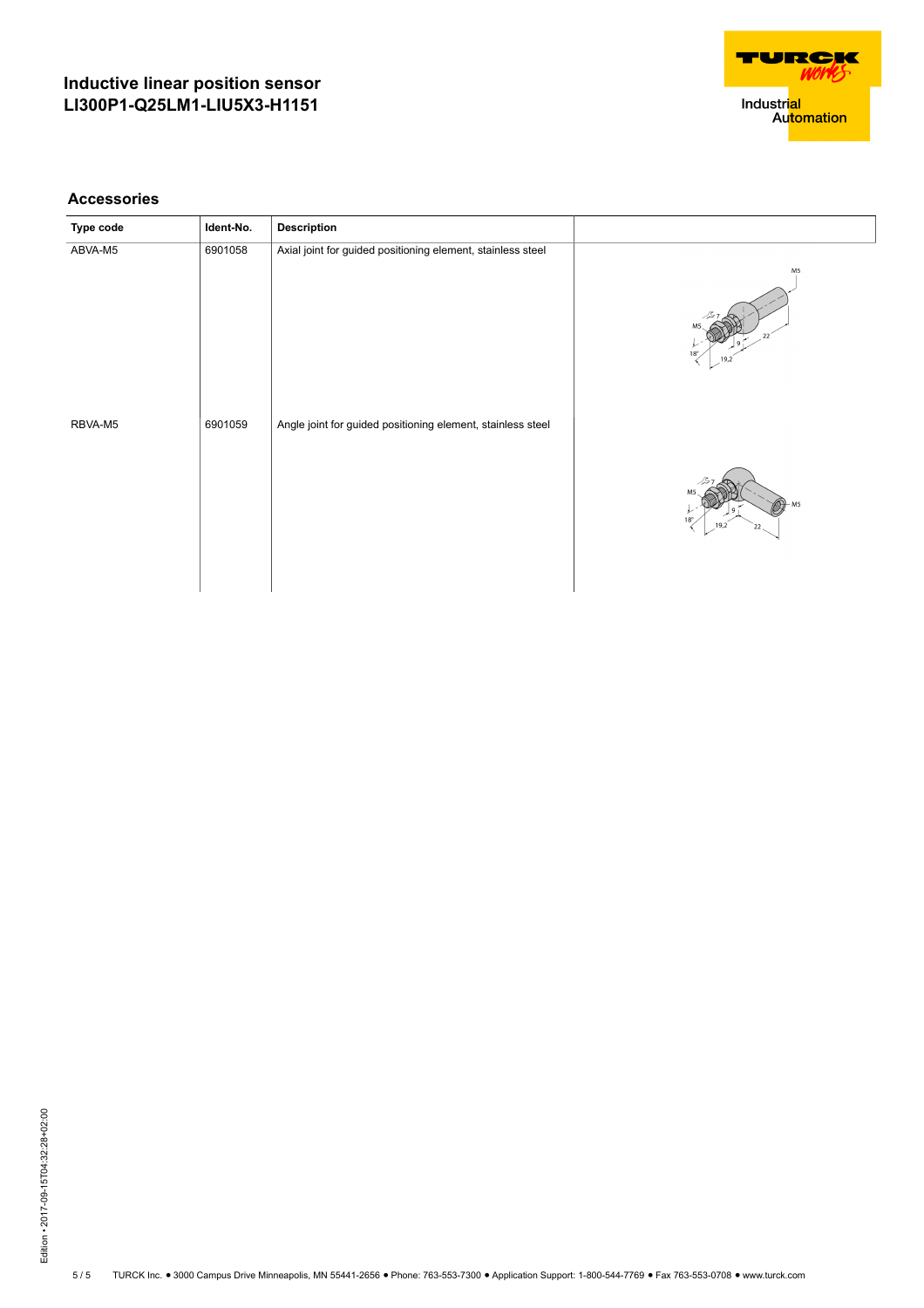# Inductive linear position sensor
# LI300P1-Q25LM1-LIU5X3-H1151

## Accessories

| Type code | Ident-No. | Description | |
|---|---|---|---|
| ABVA-M5 | 6901058 | Axial joint for guided positioning element, stainless steel | M5<br>M5<br>7<br>18°<br>9<br>19,2<br>22 |
| RBVA-M5 | 6901059 | Angle joint for guided positioning element, stainless steel | M5<br>7<br>M5<br>18°<br>9<br>19,2<br>22 |